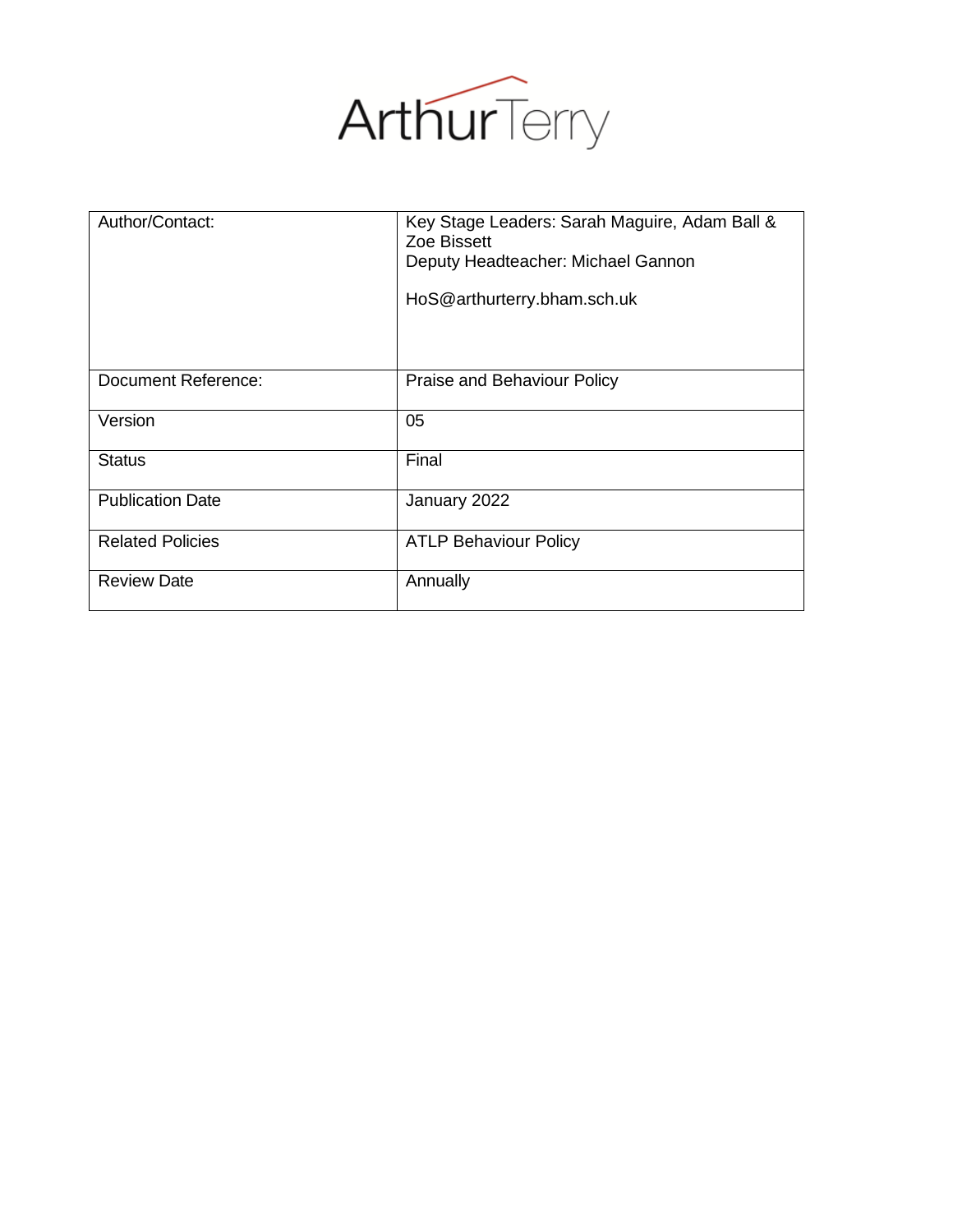ArthurTerry

| Author/Contact: | Key Stage Leaders: Sarah Maguire, Adam Ball & Zoe Bissett<br>Deputy Headteacher: Michael Gannon<br><br>HoS@arthurterry.bham.sch.uk |
|---|---|
| Document Reference: | Praise and Behaviour Policy |
| Version | 05 |
| Status | Final |
| Publication Date | January 2022 |
| Related Policies | ATLP Behaviour Policy |
| Review Date | Annually |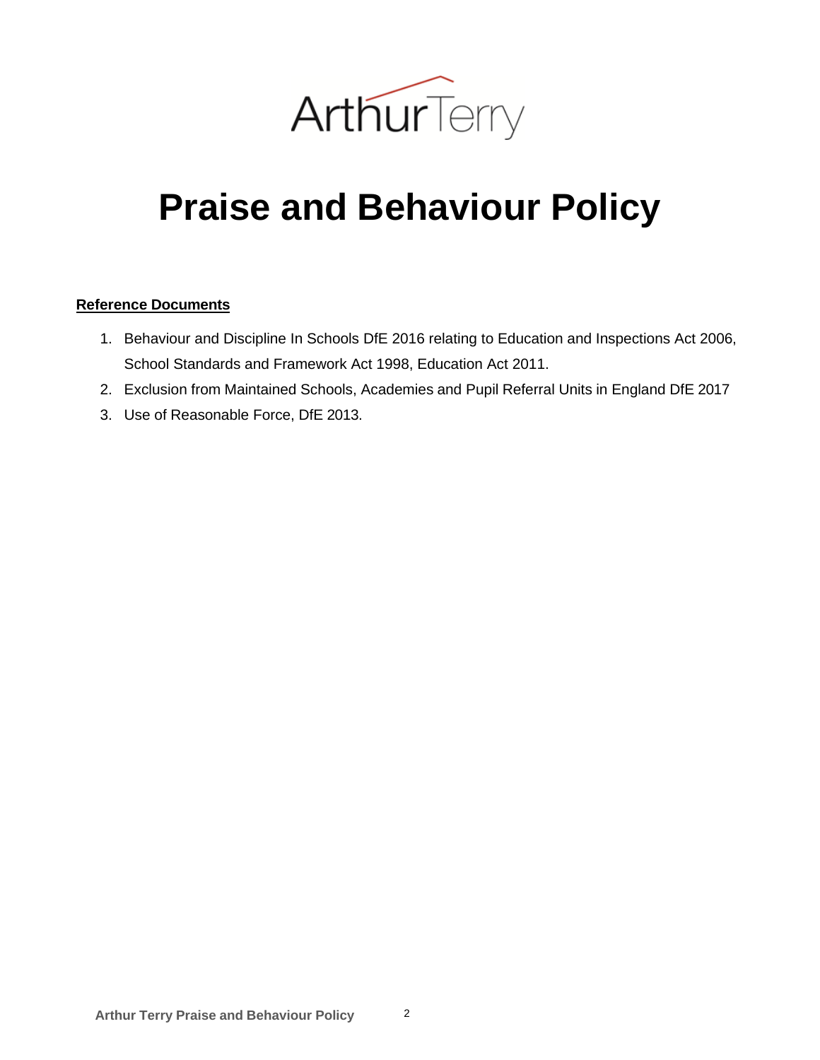ArthurTerry

# Praise and Behaviour Policy

**Reference Documents**

1. Behaviour and Discipline In Schools DfE 2016 relating to Education and Inspections Act 2006, School Standards and Framework Act 1998, Education Act 2011.
2. Exclusion from Maintained Schools, Academies and Pupil Referral Units in England DfE 2017
3. Use of Reasonable Force, DfE 2013.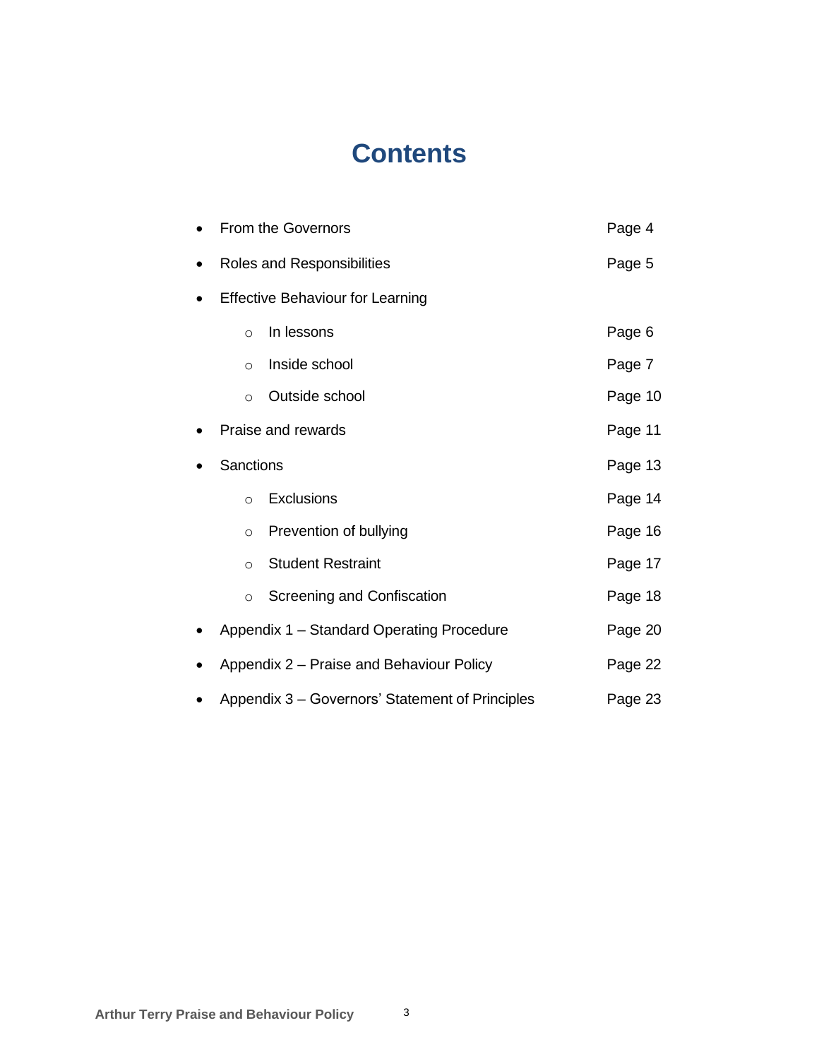# Contents

- From the Governors Page 4
- Roles and Responsibilities Page 5
- Effective Behaviour for Learning
  - In lessons Page 6
  - Inside school Page 7
  - Outside school Page 10
- Praise and rewards Page 11
- Sanctions Page 13
  - Exclusions Page 14
  - Prevention of bullying Page 16
  - Student Restraint Page 17
  - Screening and Confiscation Page 18
- Appendix 1 – Standard Operating Procedure Page 20
- Appendix 2 – Praise and Behaviour Policy Page 22
- Appendix 3 – Governors' Statement of Principles Page 23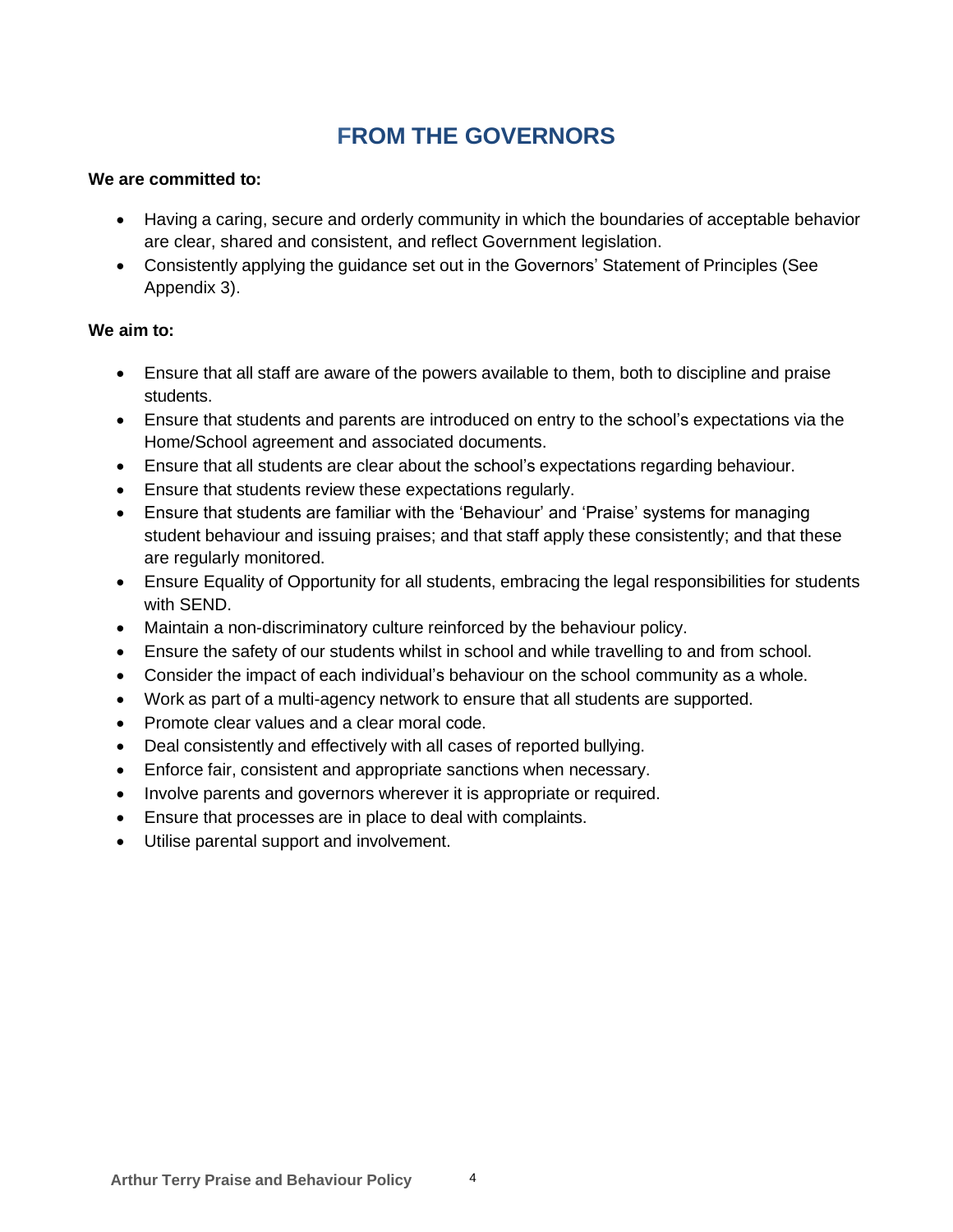# FROM THE GOVERNORS

**We are committed to:**

- Having a caring, secure and orderly community in which the boundaries of acceptable behavior are clear, shared and consistent, and reflect Government legislation.
- Consistently applying the guidance set out in the Governors' Statement of Principles (See Appendix 3).

**We aim to:**

- Ensure that all staff are aware of the powers available to them, both to discipline and praise students.
- Ensure that students and parents are introduced on entry to the school's expectations via the Home/School agreement and associated documents.
- Ensure that all students are clear about the school's expectations regarding behaviour.
- Ensure that students review these expectations regularly.
- Ensure that students are familiar with the 'Behaviour' and 'Praise' systems for managing student behaviour and issuing praises; and that staff apply these consistently; and that these are regularly monitored.
- Ensure Equality of Opportunity for all students, embracing the legal responsibilities for students with SEND.
- Maintain a non-discriminatory culture reinforced by the behaviour policy.
- Ensure the safety of our students whilst in school and while travelling to and from school.
- Consider the impact of each individual's behaviour on the school community as a whole.
- Work as part of a multi-agency network to ensure that all students are supported.
- Promote clear values and a clear moral code.
- Deal consistently and effectively with all cases of reported bullying.
- Enforce fair, consistent and appropriate sanctions when necessary.
- Involve parents and governors wherever it is appropriate or required.
- Ensure that processes are in place to deal with complaints.
- Utilise parental support and involvement.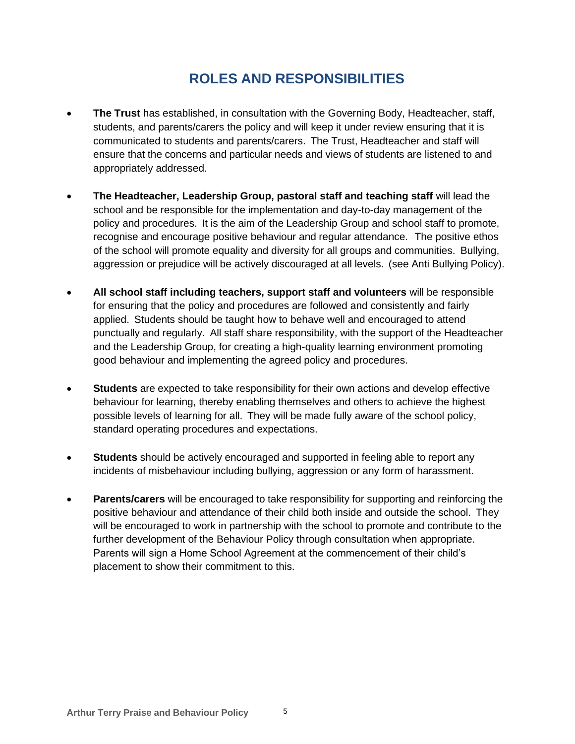## ROLES AND RESPONSIBILITIES

- **The Trust** has established, in consultation with the Governing Body, Headteacher, staff, students, and parents/carers the policy and will keep it under review ensuring that it is communicated to students and parents/carers. The Trust, Headteacher and staff will ensure that the concerns and particular needs and views of students are listened to and appropriately addressed.

- **The Headteacher, Leadership Group, pastoral staff and teaching staff** will lead the school and be responsible for the implementation and day-to-day management of the policy and procedures. It is the aim of the Leadership Group and school staff to promote, recognise and encourage positive behaviour and regular attendance. The positive ethos of the school will promote equality and diversity for all groups and communities. Bullying, aggression or prejudice will be actively discouraged at all levels. (see Anti Bullying Policy).

- **All school staff including teachers, support staff and volunteers** will be responsible for ensuring that the policy and procedures are followed and consistently and fairly applied. Students should be taught how to behave well and encouraged to attend punctually and regularly. All staff share responsibility, with the support of the Headteacher and the Leadership Group, for creating a high-quality learning environment promoting good behaviour and implementing the agreed policy and procedures.

- **Students** are expected to take responsibility for their own actions and develop effective behaviour for learning, thereby enabling themselves and others to achieve the highest possible levels of learning for all. They will be made fully aware of the school policy, standard operating procedures and expectations.

- **Students** should be actively encouraged and supported in feeling able to report any incidents of misbehaviour including bullying, aggression or any form of harassment.

- **Parents/carers** will be encouraged to take responsibility for supporting and reinforcing the positive behaviour and attendance of their child both inside and outside the school. They will be encouraged to work in partnership with the school to promote and contribute to the further development of the Behaviour Policy through consultation when appropriate. Parents will sign a Home School Agreement at the commencement of their child's placement to show their commitment to this.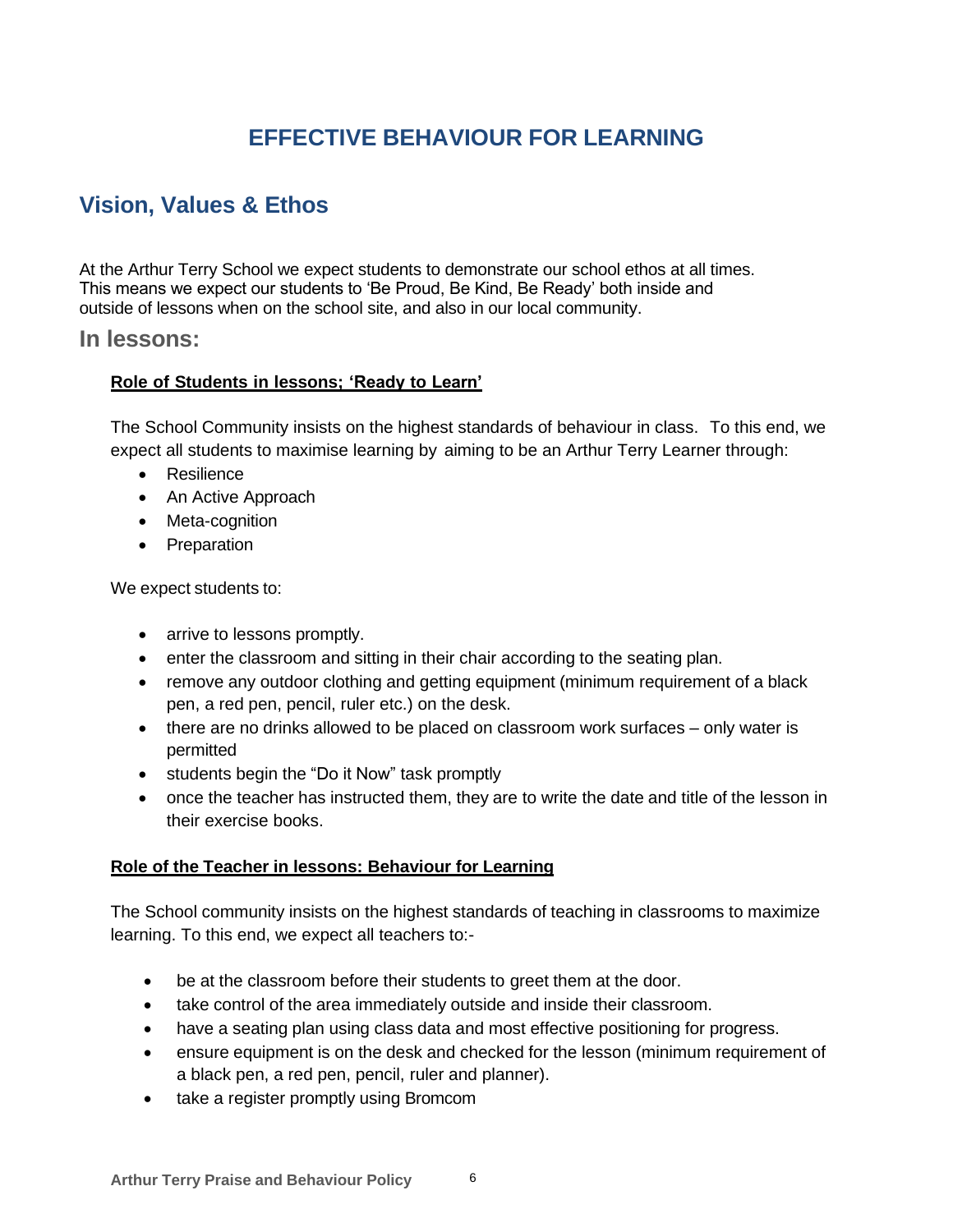# EFFECTIVE BEHAVIOUR FOR LEARNING

## Vision, Values & Ethos

At the Arthur Terry School we expect students to demonstrate our school ethos at all times. This means we expect our students to 'Be Proud, Be Kind, Be Ready' both inside and outside of lessons when on the school site, and also in our local community.

### In lessons:

**Role of Students in lessons; 'Ready to Learn'**

The School Community insists on the highest standards of behaviour in class. To this end, we expect all students to maximise learning by aiming to be an Arthur Terry Learner through:

- Resilience
- An Active Approach
- Meta-cognition
- Preparation

We expect students to:

- arrive to lessons promptly.
- enter the classroom and sitting in their chair according to the seating plan.
- remove any outdoor clothing and getting equipment (minimum requirement of a black pen, a red pen, pencil, ruler etc.) on the desk.
- there are no drinks allowed to be placed on classroom work surfaces – only water is permitted
- students begin the "Do it Now" task promptly
- once the teacher has instructed them, they are to write the date and title of the lesson in their exercise books.

**Role of the Teacher in lessons: Behaviour for Learning**

The School community insists on the highest standards of teaching in classrooms to maximize learning. To this end, we expect all teachers to:-

- be at the classroom before their students to greet them at the door.
- take control of the area immediately outside and inside their classroom.
- have a seating plan using class data and most effective positioning for progress.
- ensure equipment is on the desk and checked for the lesson (minimum requirement of a black pen, a red pen, pencil, ruler and planner).
- take a register promptly using Bromcom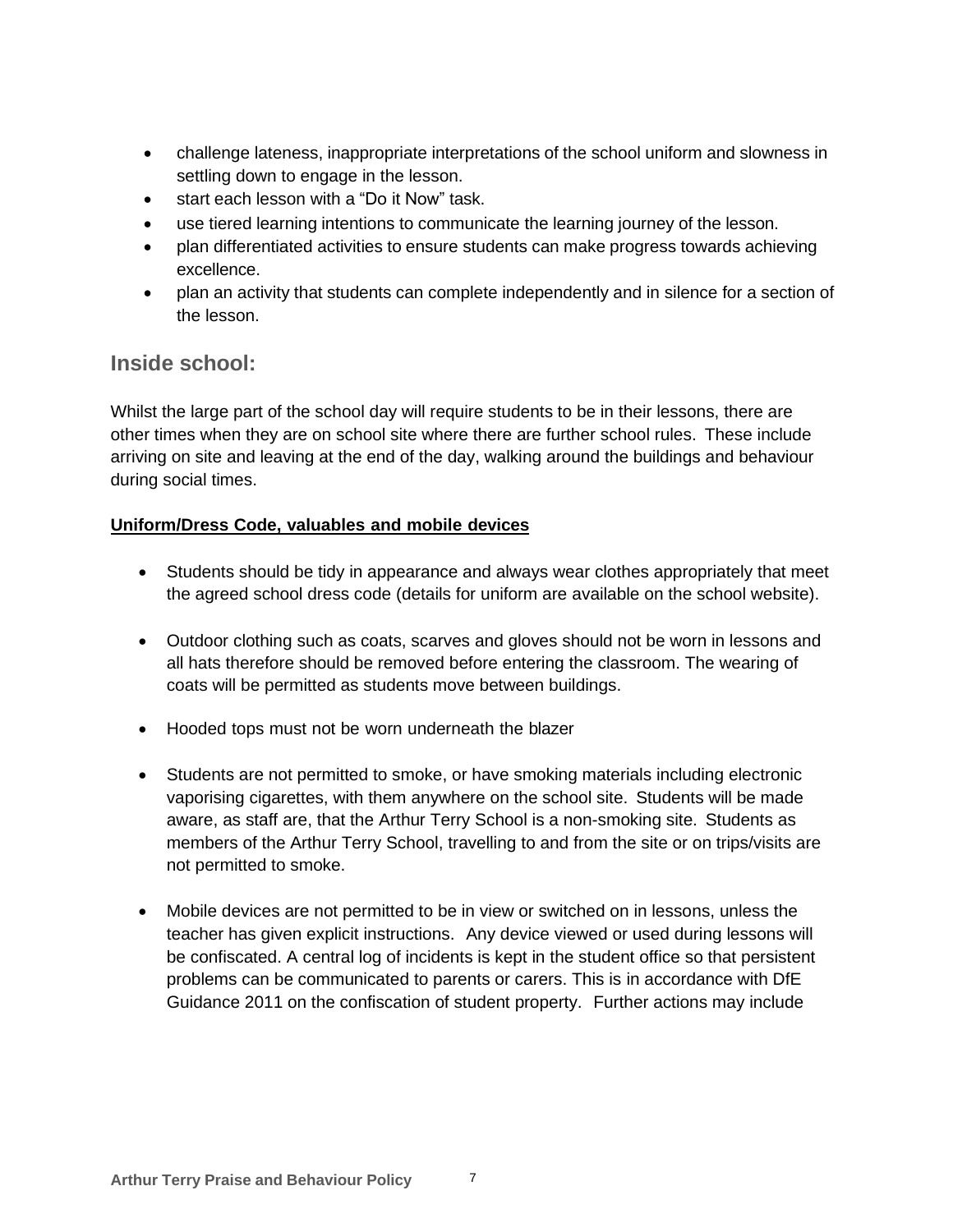- challenge lateness, inappropriate interpretations of the school uniform and slowness in settling down to engage in the lesson.
- start each lesson with a "Do it Now" task.
- use tiered learning intentions to communicate the learning journey of the lesson.
- plan differentiated activities to ensure students can make progress towards achieving excellence.
- plan an activity that students can complete independently and in silence for a section of the lesson.

## Inside school:

Whilst the large part of the school day will require students to be in their lessons, there are other times when they are on school site where there are further school rules. These include arriving on site and leaving at the end of the day, walking around the buildings and behaviour during social times.

**Uniform/Dress Code, valuables and mobile devices**

- Students should be tidy in appearance and always wear clothes appropriately that meet the agreed school dress code (details for uniform are available on the school website).

- Outdoor clothing such as coats, scarves and gloves should not be worn in lessons and all hats therefore should be removed before entering the classroom. The wearing of coats will be permitted as students move between buildings.

- Hooded tops must not be worn underneath the blazer

- Students are not permitted to smoke, or have smoking materials including electronic vaporising cigarettes, with them anywhere on the school site. Students will be made aware, as staff are, that the Arthur Terry School is a non-smoking site. Students as members of the Arthur Terry School, travelling to and from the site or on trips/visits are not permitted to smoke.

- Mobile devices are not permitted to be in view or switched on in lessons, unless the teacher has given explicit instructions. Any device viewed or used during lessons will be confiscated. A central log of incidents is kept in the student office so that persistent problems can be communicated to parents or carers. This is in accordance with DfE Guidance 2011 on the confiscation of student property. Further actions may include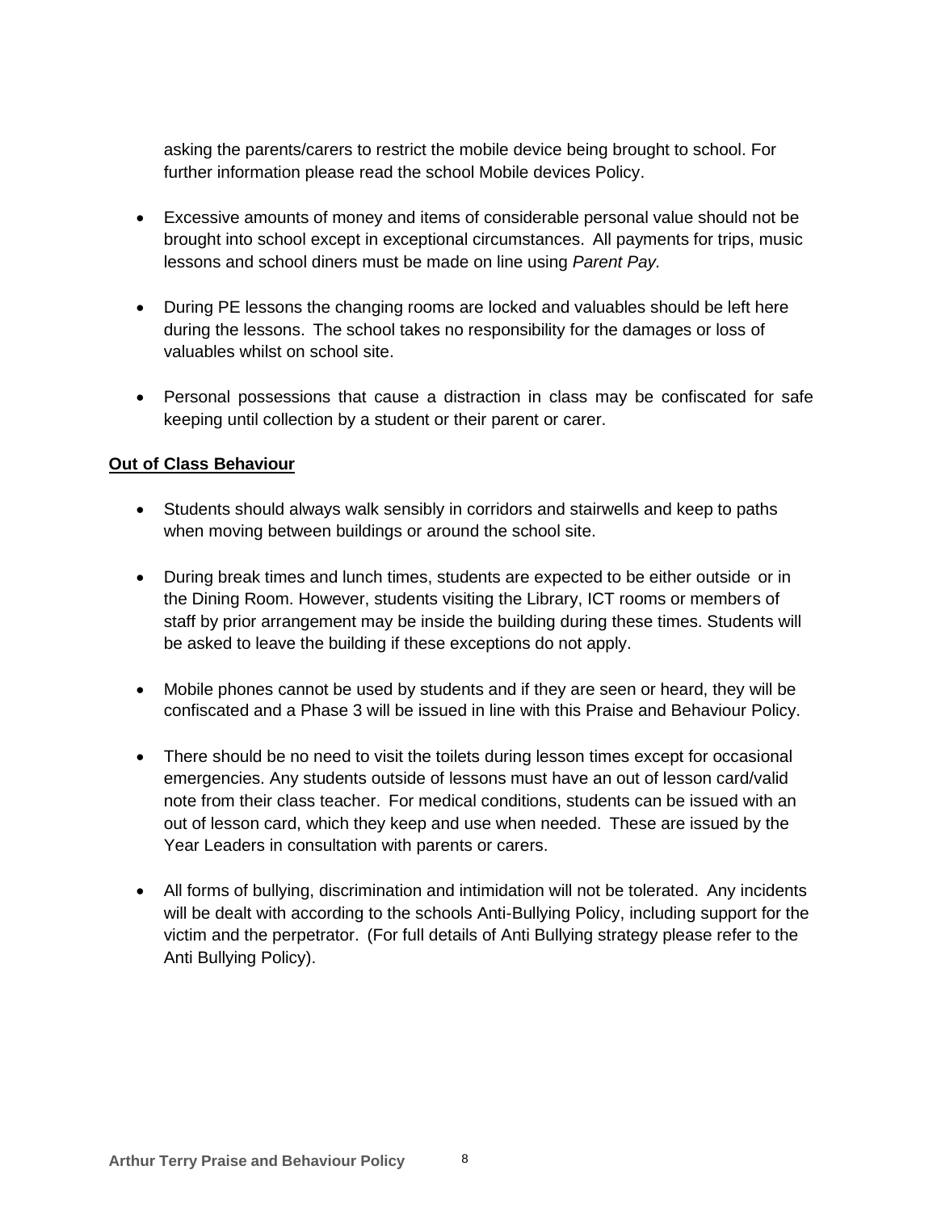asking the parents/carers to restrict the mobile device being brought to school. For further information please read the school Mobile devices Policy.

- Excessive amounts of money and items of considerable personal value should not be brought into school except in exceptional circumstances. All payments for trips, music lessons and school diners must be made on line using *Parent Pay.*

- During PE lessons the changing rooms are locked and valuables should be left here during the lessons. The school takes no responsibility for the damages or loss of valuables whilst on school site.

- Personal possessions that cause a distraction in class may be confiscated for safe keeping until collection by a student or their parent or carer.

**Out of Class Behaviour**

- Students should always walk sensibly in corridors and stairwells and keep to paths when moving between buildings or around the school site.

- During break times and lunch times, students are expected to be either outside or in the Dining Room. However, students visiting the Library, ICT rooms or members of staff by prior arrangement may be inside the building during these times. Students will be asked to leave the building if these exceptions do not apply.

- Mobile phones cannot be used by students and if they are seen or heard, they will be confiscated and a Phase 3 will be issued in line with this Praise and Behaviour Policy.

- There should be no need to visit the toilets during lesson times except for occasional emergencies. Any students outside of lessons must have an out of lesson card/valid note from their class teacher. For medical conditions, students can be issued with an out of lesson card, which they keep and use when needed. These are issued by the Year Leaders in consultation with parents or carers.

- All forms of bullying, discrimination and intimidation will not be tolerated. Any incidents will be dealt with according to the schools Anti-Bullying Policy, including support for the victim and the perpetrator. (For full details of Anti Bullying strategy please refer to the Anti Bullying Policy).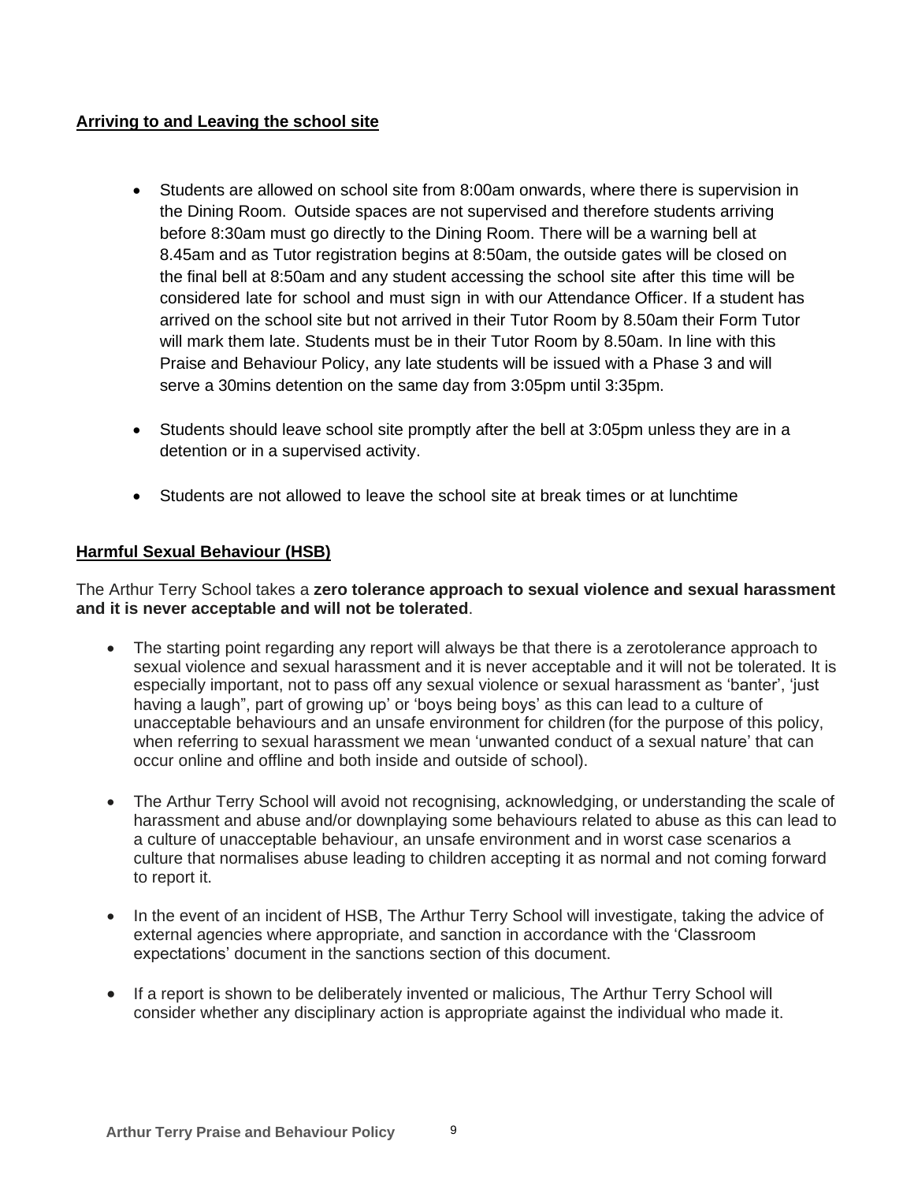**Arriving to and Leaving the school site**

- Students are allowed on school site from 8:00am onwards, where there is supervision in the Dining Room. Outside spaces are not supervised and therefore students arriving before 8:30am must go directly to the Dining Room. There will be a warning bell at 8.45am and as Tutor registration begins at 8:50am, the outside gates will be closed on the final bell at 8:50am and any student accessing the school site after this time will be considered late for school and must sign in with our Attendance Officer. If a student has arrived on the school site but not arrived in their Tutor Room by 8.50am their Form Tutor will mark them late. Students must be in their Tutor Room by 8.50am. In line with this Praise and Behaviour Policy, any late students will be issued with a Phase 3 and will serve a 30mins detention on the same day from 3:05pm until 3:35pm.
- Students should leave school site promptly after the bell at 3:05pm unless they are in a detention or in a supervised activity.
- Students are not allowed to leave the school site at break times or at lunchtime

**Harmful Sexual Behaviour (HSB)**

The Arthur Terry School takes a **zero tolerance approach to sexual violence and sexual harassment and it is never acceptable and will not be tolerated**.

- The starting point regarding any report will always be that there is a zerotolerance approach to sexual violence and sexual harassment and it is never acceptable and it will not be tolerated. It is especially important, not to pass off any sexual violence or sexual harassment as 'banter', 'just having a laugh", part of growing up' or 'boys being boys' as this can lead to a culture of unacceptable behaviours and an unsafe environment for children (for the purpose of this policy, when referring to sexual harassment we mean 'unwanted conduct of a sexual nature' that can occur online and offline and both inside and outside of school).
- The Arthur Terry School will avoid not recognising, acknowledging, or understanding the scale of harassment and abuse and/or downplaying some behaviours related to abuse as this can lead to a culture of unacceptable behaviour, an unsafe environment and in worst case scenarios a culture that normalises abuse leading to children accepting it as normal and not coming forward to report it.
- In the event of an incident of HSB, The Arthur Terry School will investigate, taking the advice of external agencies where appropriate, and sanction in accordance with the 'Classroom expectations' document in the sanctions section of this document.
- If a report is shown to be deliberately invented or malicious, The Arthur Terry School will consider whether any disciplinary action is appropriate against the individual who made it.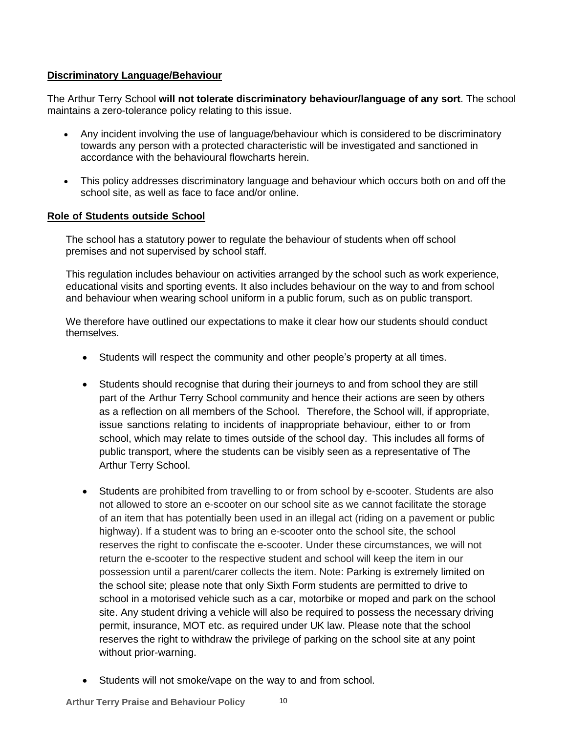## Discriminatory Language/Behaviour

The Arthur Terry School **will not tolerate discriminatory behaviour/language of any sort**. The school maintains a zero-tolerance policy relating to this issue.

- Any incident involving the use of language/behaviour which is considered to be discriminatory towards any person with a protected characteristic will be investigated and sanctioned in accordance with the behavioural flowcharts herein.
- This policy addresses discriminatory language and behaviour which occurs both on and off the school site, as well as face to face and/or online.

## Role of Students outside School

The school has a statutory power to regulate the behaviour of students when off school premises and not supervised by school staff.

This regulation includes behaviour on activities arranged by the school such as work experience, educational visits and sporting events. It also includes behaviour on the way to and from school and behaviour when wearing school uniform in a public forum, such as on public transport.

We therefore have outlined our expectations to make it clear how our students should conduct themselves.

- Students will respect the community and other people's property at all times.
- Students should recognise that during their journeys to and from school they are still part of the Arthur Terry School community and hence their actions are seen by others as a reflection on all members of the School. Therefore, the School will, if appropriate, issue sanctions relating to incidents of inappropriate behaviour, either to or from school, which may relate to times outside of the school day. This includes all forms of public transport, where the students can be visibly seen as a representative of The Arthur Terry School.
- Students are prohibited from travelling to or from school by e-scooter. Students are also not allowed to store an e-scooter on our school site as we cannot facilitate the storage of an item that has potentially been used in an illegal act (riding on a pavement or public highway). If a student was to bring an e-scooter onto the school site, the school reserves the right to confiscate the e-scooter. Under these circumstances, we will not return the e-scooter to the respective student and school will keep the item in our possession until a parent/carer collects the item. Note: Parking is extremely limited on the school site; please note that only Sixth Form students are permitted to drive to school in a motorised vehicle such as a car, motorbike or moped and park on the school site. Any student driving a vehicle will also be required to possess the necessary driving permit, insurance, MOT etc. as required under UK law. Please note that the school reserves the right to withdraw the privilege of parking on the school site at any point without prior-warning.
- Students will not smoke/vape on the way to and from school.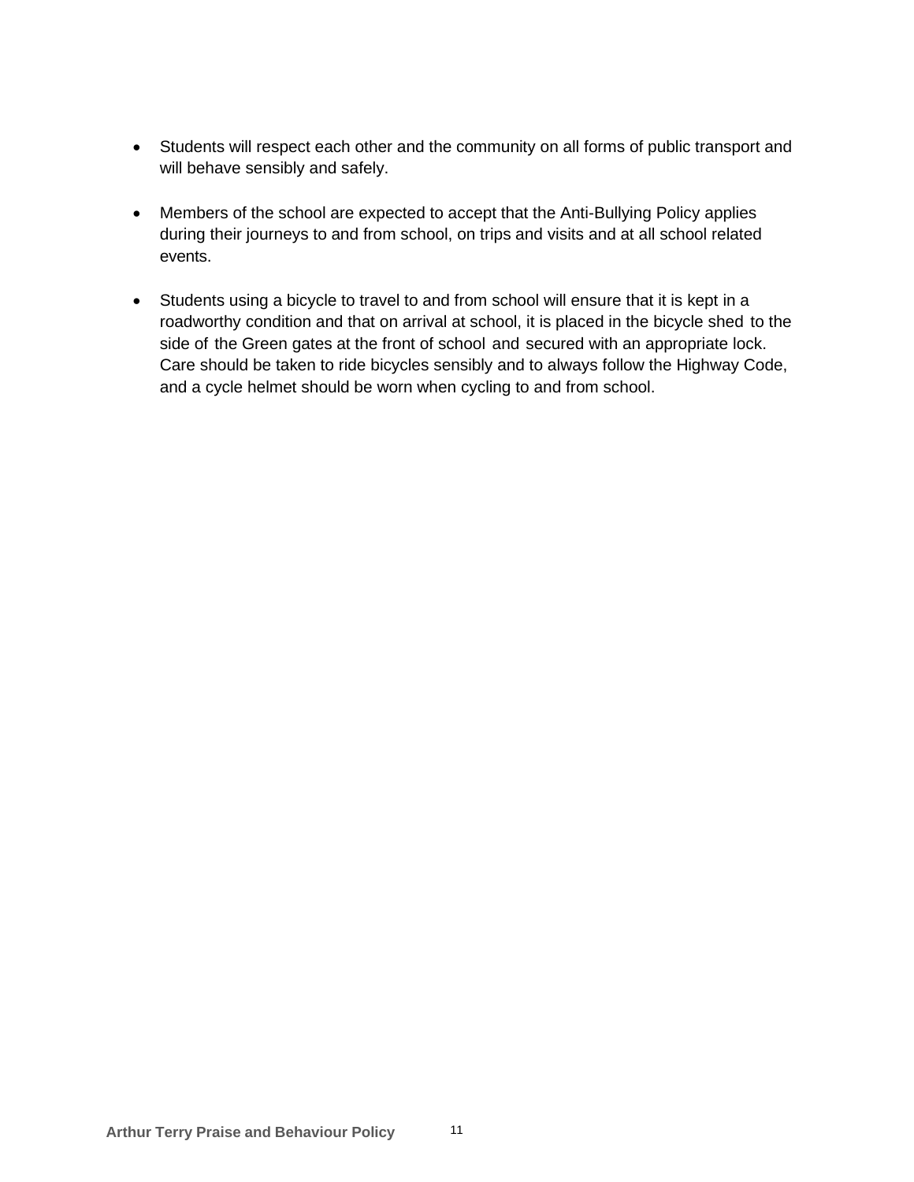- Students will respect each other and the community on all forms of public transport and will behave sensibly and safely.

- Members of the school are expected to accept that the Anti-Bullying Policy applies during their journeys to and from school, on trips and visits and at all school related events.

- Students using a bicycle to travel to and from school will ensure that it is kept in a roadworthy condition and that on arrival at school, it is placed in the bicycle shed to the side of the Green gates at the front of school and secured with an appropriate lock. Care should be taken to ride bicycles sensibly and to always follow the Highway Code, and a cycle helmet should be worn when cycling to and from school.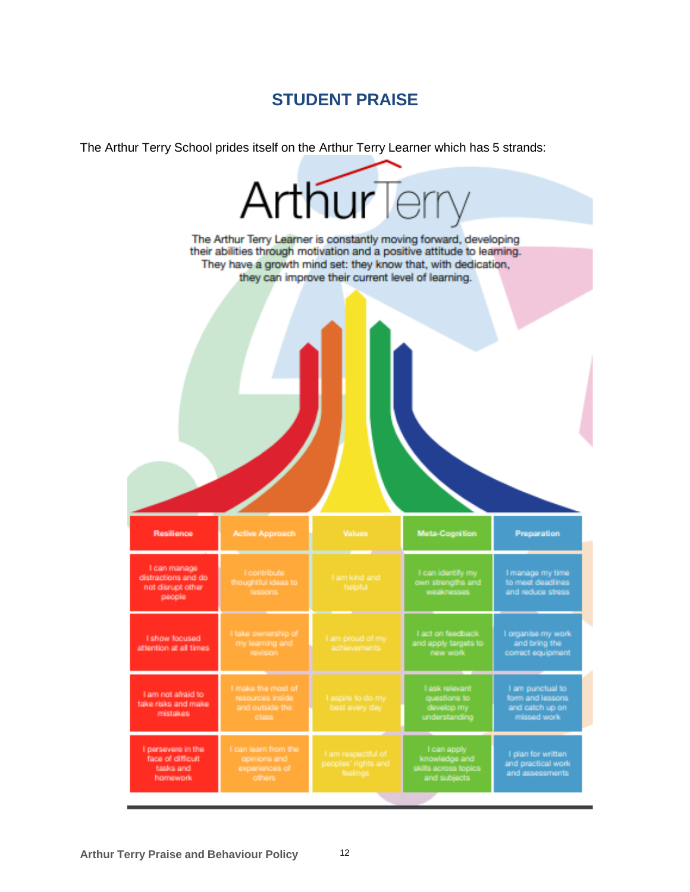## STUDENT PRAISE

The Arthur Terry School prides itself on the Arthur Terry Learner which has 5 strands:

ArthurTerry

The Arthur Terry Learner is constantly moving forward, developing their abilities through motivation and a positive attitude to learning. They have a growth mind set: they know that, with dedication, they can improve their current level of learning.

| Resilience | Active Approach | Values | Meta-Cognition | Preparation |
|---|---|---|---|---|
| I can manage distractions and do not disrupt other people | I contribute thoughtful ideas to lessons | I am kind and helpful | I can identify my own strengths and weaknesses | I manage my time to meet deadlines and reduce stress |
| I show focused attention at all times | I take ownership of my learning and revision | I am proud of my achievements | I act on feedback and apply targets to new work | I organise my work and bring the correct equipment |
| I am not afraid to take risks and make mistakes | I make the most of resources inside and outside the class | I aspire to do my best every day | I ask relevant questions to develop my understanding | I am punctual to form and lessons and catch up on missed work |
| I persevere in the face of difficult tasks and homework | I can learn from the opinions and experiences of others | I am respectful of peoples' rights and feelings | I can apply knowledge and skills across topics and subjects | I plan for written and practical work and assessments |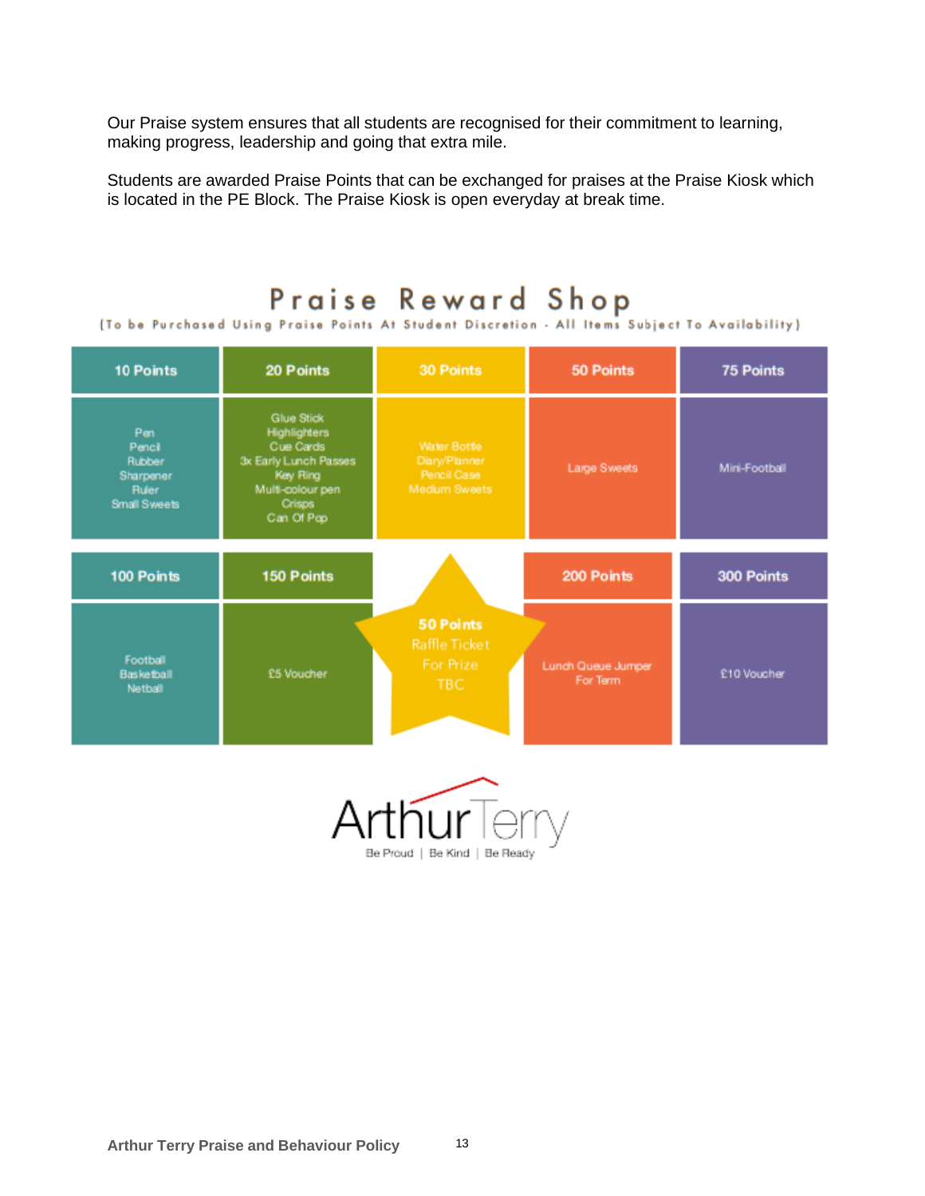Our Praise system ensures that all students are recognised for their commitment to learning, making progress, leadership and going that extra mile.

Students are awarded Praise Points that can be exchanged for praises at the Praise Kiosk which is located in the PE Block. The Praise Kiosk is open everyday at break time.

## Praise Reward Shop

(To be Purchased Using Praise Points At Student Discretion - All Items Subject To Availability)

| 10 Points | 20 Points | 30 Points | 50 Points | 75 Points |
|---|---|---|---|---|
| Pen<br>Pencil<br>Rubber<br>Sharpener<br>Ruler<br>Small Sweets | Glue Stick<br>Highlighters<br>Cue Cards<br>3x Early Lunch Passes<br>Key Ring<br>Multi-colour pen<br>Crisps<br>Can Of Pop | Water Bottle<br>Diary/Planner<br>Pencil Case<br>Medium Sweets | Large Sweets | Mini-Football |

| 100 Points | 150 Points | 50 Points | 200 Points | 300 Points |
|---|---|---|---|---|
| Football<br>Basketball<br>Netball | £5 Voucher | Raffle Ticket For Prize TBC | Lunch Queue Jumper For Term | £10 Voucher |

Arthur Terry

Be Proud | Be Kind | Be Ready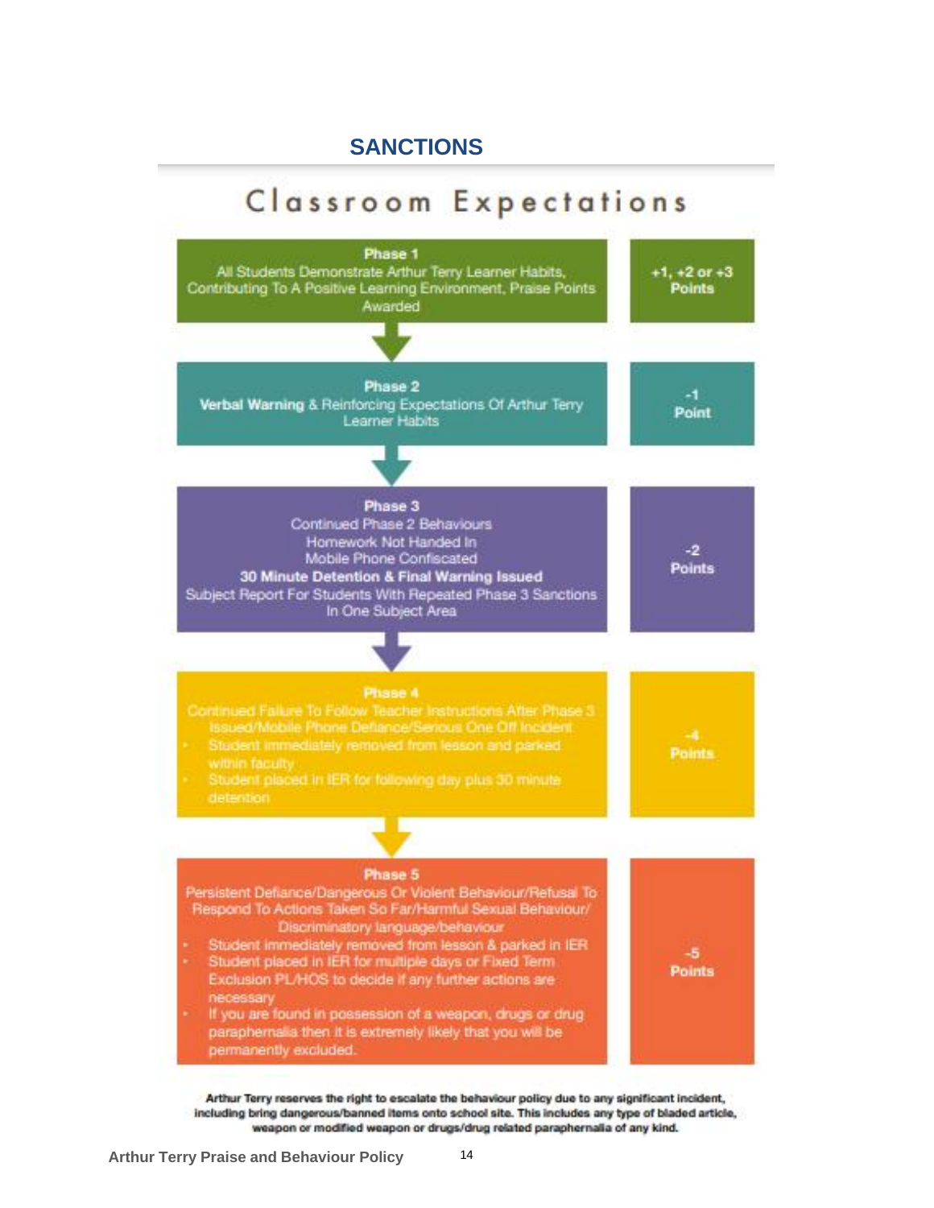## SANCTIONS

# Classroom Expectations

| Phase | Points |
|---|---|
| **Phase 1**<br>All Students Demonstrate Arthur Terry Learner Habits, Contributing To A Positive Learning Environment, Praise Points Awarded | **+1, +2 or +3 Points** |
| **Phase 2**<br>**Verbal Warning** & Reinforcing Expectations Of Arthur Terry Learner Habits | **-1 Point** |
| **Phase 3**<br>Continued Phase 2 Behaviours<br>Homework Not Handed In<br>Mobile Phone Confiscated<br>**30 Minute Detention & Final Warning Issued**<br>Subject Report For Students With Repeated Phase 3 Sanctions In One Subject Area | **-2 Points** |
| **Phase 4**<br>Continued Failure To Follow Teacher Instructions After Phase 3 Issued/Mobile Phone Defiance/Serious One Off Incident<br>• Student immediately removed from lesson and parked within faculty<br>• Student placed in IER for following day plus 30 minute detention | **-4 Points** |
| **Phase 5**<br>Persistent Defiance/Dangerous Or Violent Behaviour/Refusal To Respond To Actions Taken So Far/Harmful Sexual Behaviour/ Discriminatory language/behaviour<br>• Student immediately removed from lesson & parked in IER<br>• Student placed in IER for multiple days or Fixed Term Exclusion PL/HOS to decide if any further actions are necessary<br>• If you are found in possession of a weapon, drugs or drug paraphernalia then it is extremely likely that you will be permanently excluded. | **-5 Points** |

**Arthur Terry reserves the right to escalate the behaviour policy due to any significant incident, including bring dangerous/banned items onto school site. This includes any type of bladed article, weapon or modified weapon or drugs/drug related paraphernalia of any kind.**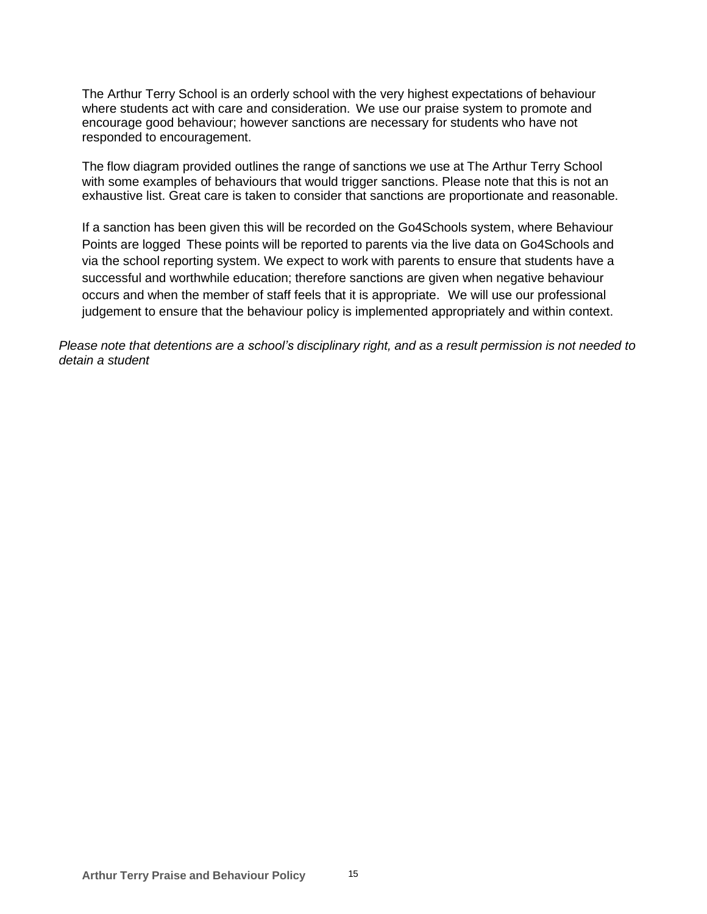The Arthur Terry School is an orderly school with the very highest expectations of behaviour where students act with care and consideration. We use our praise system to promote and encourage good behaviour; however sanctions are necessary for students who have not responded to encouragement.

The flow diagram provided outlines the range of sanctions we use at The Arthur Terry School with some examples of behaviours that would trigger sanctions. Please note that this is not an exhaustive list. Great care is taken to consider that sanctions are proportionate and reasonable.

If a sanction has been given this will be recorded on the Go4Schools system, where Behaviour Points are logged These points will be reported to parents via the live data on Go4Schools and via the school reporting system. We expect to work with parents to ensure that students have a successful and worthwhile education; therefore sanctions are given when negative behaviour occurs and when the member of staff feels that it is appropriate. We will use our professional judgement to ensure that the behaviour policy is implemented appropriately and within context.

*Please note that detentions are a school's disciplinary right, and as a result permission is not needed to detain a student*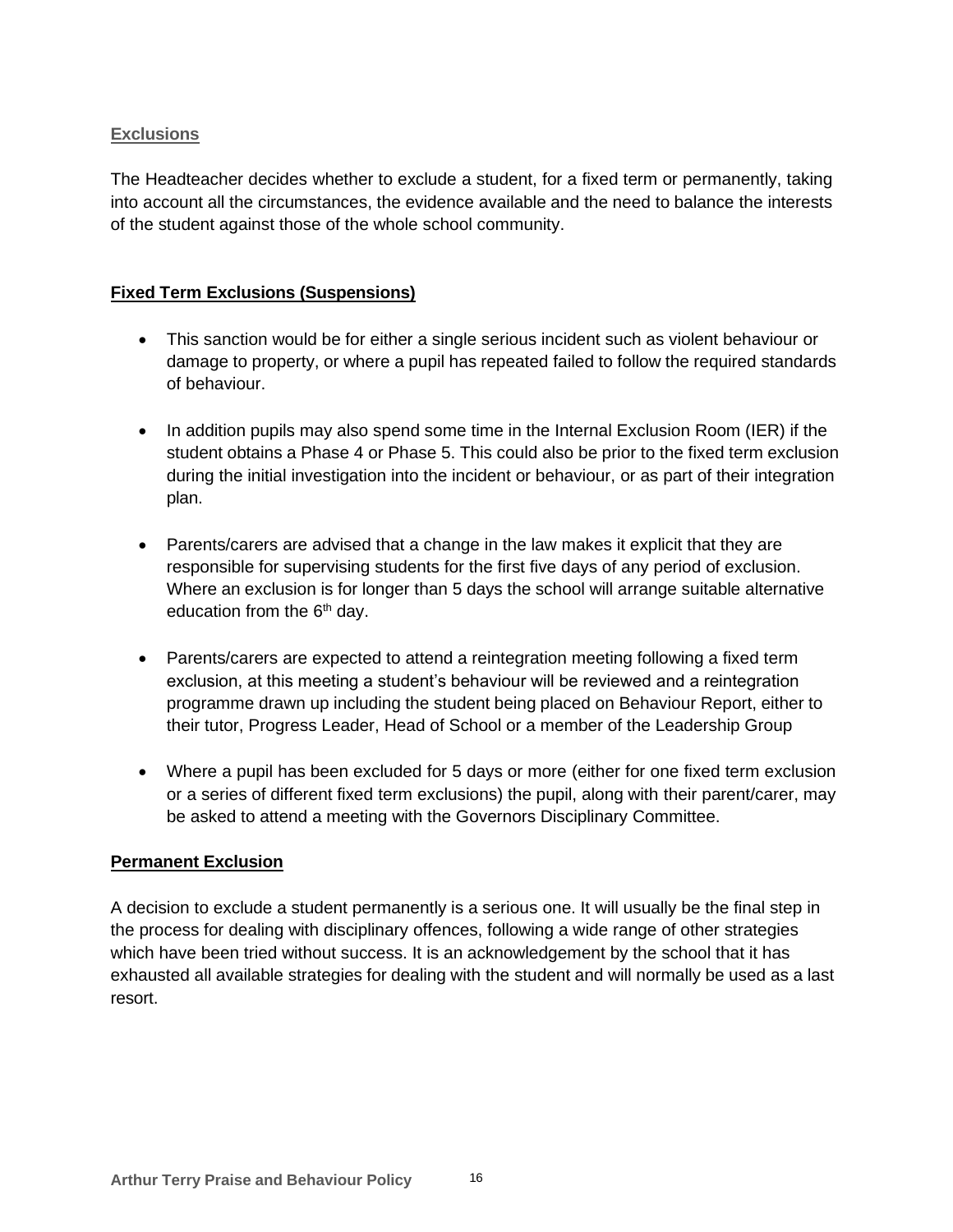## Exclusions

The Headteacher decides whether to exclude a student, for a fixed term or permanently, taking into account all the circumstances, the evidence available and the need to balance the interests of the student against those of the whole school community.

### Fixed Term Exclusions (Suspensions)

- This sanction would be for either a single serious incident such as violent behaviour or damage to property, or where a pupil has repeated failed to follow the required standards of behaviour.
- In addition pupils may also spend some time in the Internal Exclusion Room (IER) if the student obtains a Phase 4 or Phase 5. This could also be prior to the fixed term exclusion during the initial investigation into the incident or behaviour, or as part of their integration plan.
- Parents/carers are advised that a change in the law makes it explicit that they are responsible for supervising students for the first five days of any period of exclusion. Where an exclusion is for longer than 5 days the school will arrange suitable alternative education from the 6th day.
- Parents/carers are expected to attend a reintegration meeting following a fixed term exclusion, at this meeting a student's behaviour will be reviewed and a reintegration programme drawn up including the student being placed on Behaviour Report, either to their tutor, Progress Leader, Head of School or a member of the Leadership Group
- Where a pupil has been excluded for 5 days or more (either for one fixed term exclusion or a series of different fixed term exclusions) the pupil, along with their parent/carer, may be asked to attend a meeting with the Governors Disciplinary Committee.

### Permanent Exclusion

A decision to exclude a student permanently is a serious one. It will usually be the final step in the process for dealing with disciplinary offences, following a wide range of other strategies which have been tried without success. It is an acknowledgement by the school that it has exhausted all available strategies for dealing with the student and will normally be used as a last resort.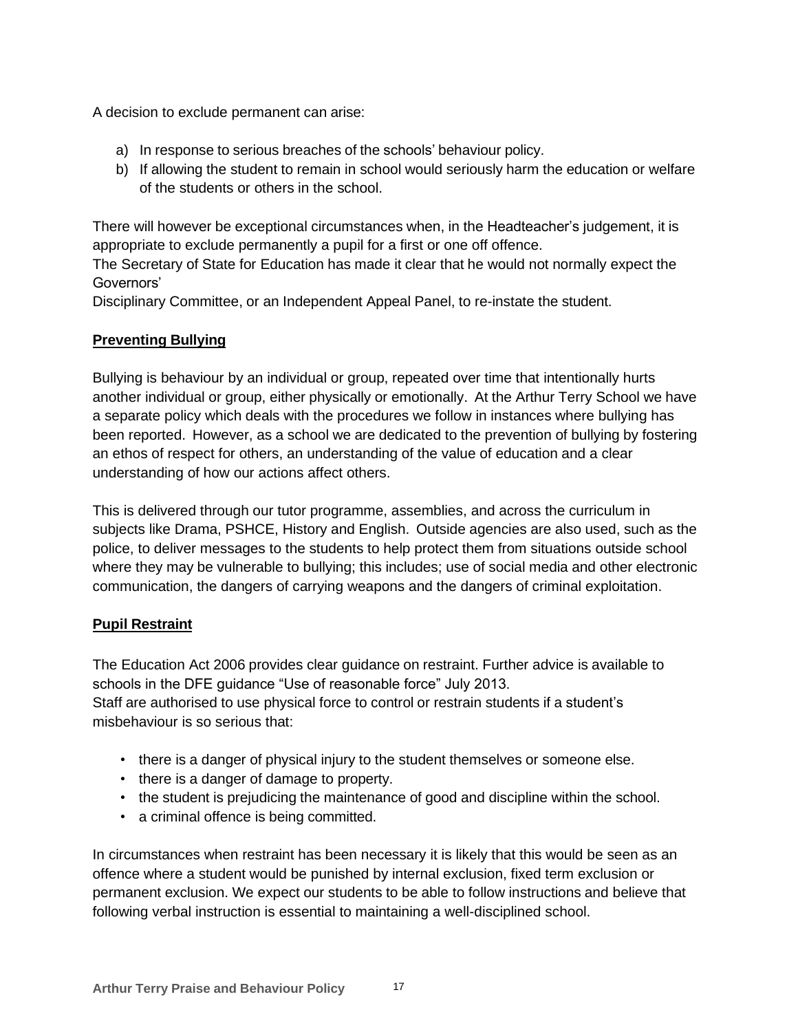A decision to exclude permanent can arise:

a) In response to serious breaches of the schools' behaviour policy.
b) If allowing the student to remain in school would seriously harm the education or welfare of the students or others in the school.

There will however be exceptional circumstances when, in the Headteacher's judgement, it is appropriate to exclude permanently a pupil for a first or one off offence.
The Secretary of State for Education has made it clear that he would not normally expect the Governors'
Disciplinary Committee, or an Independent Appeal Panel, to re-instate the student.

**Preventing Bullying**

Bullying is behaviour by an individual or group, repeated over time that intentionally hurts another individual or group, either physically or emotionally. At the Arthur Terry School we have a separate policy which deals with the procedures we follow in instances where bullying has been reported. However, as a school we are dedicated to the prevention of bullying by fostering an ethos of respect for others, an understanding of the value of education and a clear understanding of how our actions affect others.

This is delivered through our tutor programme, assemblies, and across the curriculum in subjects like Drama, PSHCE, History and English. Outside agencies are also used, such as the police, to deliver messages to the students to help protect them from situations outside school where they may be vulnerable to bullying; this includes; use of social media and other electronic communication, the dangers of carrying weapons and the dangers of criminal exploitation.

**Pupil Restraint**

The Education Act 2006 provides clear guidance on restraint. Further advice is available to schools in the DFE guidance "Use of reasonable force" July 2013.
Staff are authorised to use physical force to control or restrain students if a student's misbehaviour is so serious that:

- there is a danger of physical injury to the student themselves or someone else.
- there is a danger of damage to property.
- the student is prejudicing the maintenance of good and discipline within the school.
- a criminal offence is being committed.

In circumstances when restraint has been necessary it is likely that this would be seen as an offence where a student would be punished by internal exclusion, fixed term exclusion or permanent exclusion. We expect our students to be able to follow instructions and believe that following verbal instruction is essential to maintaining a well-disciplined school.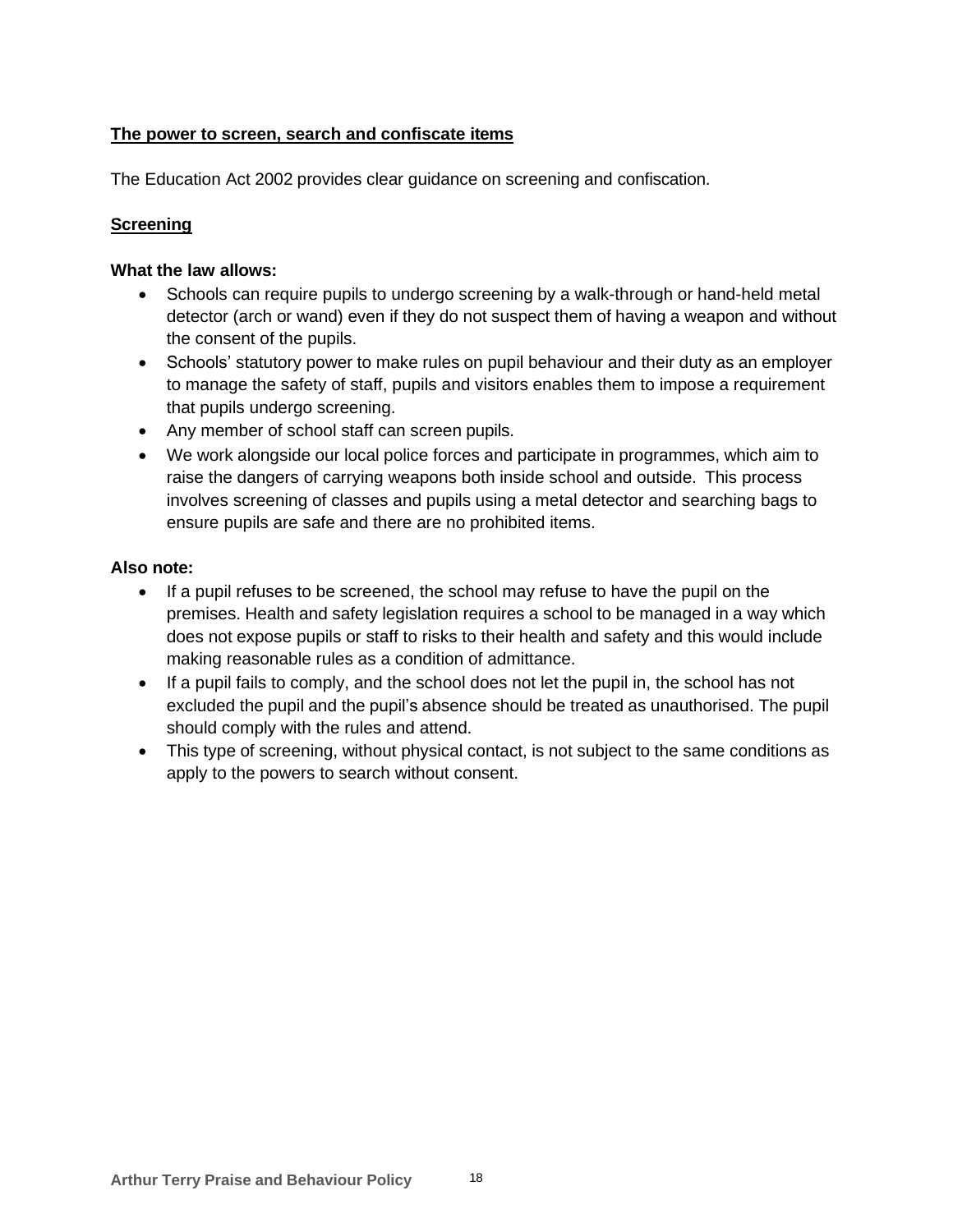## The power to screen, search and confiscate items

The Education Act 2002 provides clear guidance on screening and confiscation.

### Screening

**What the law allows:**

- Schools can require pupils to undergo screening by a walk-through or hand-held metal detector (arch or wand) even if they do not suspect them of having a weapon and without the consent of the pupils.
- Schools' statutory power to make rules on pupil behaviour and their duty as an employer to manage the safety of staff, pupils and visitors enables them to impose a requirement that pupils undergo screening.
- Any member of school staff can screen pupils.
- We work alongside our local police forces and participate in programmes, which aim to raise the dangers of carrying weapons both inside school and outside. This process involves screening of classes and pupils using a metal detector and searching bags to ensure pupils are safe and there are no prohibited items.

**Also note:**

- If a pupil refuses to be screened, the school may refuse to have the pupil on the premises. Health and safety legislation requires a school to be managed in a way which does not expose pupils or staff to risks to their health and safety and this would include making reasonable rules as a condition of admittance.
- If a pupil fails to comply, and the school does not let the pupil in, the school has not excluded the pupil and the pupil's absence should be treated as unauthorised. The pupil should comply with the rules and attend.
- This type of screening, without physical contact, is not subject to the same conditions as apply to the powers to search without consent.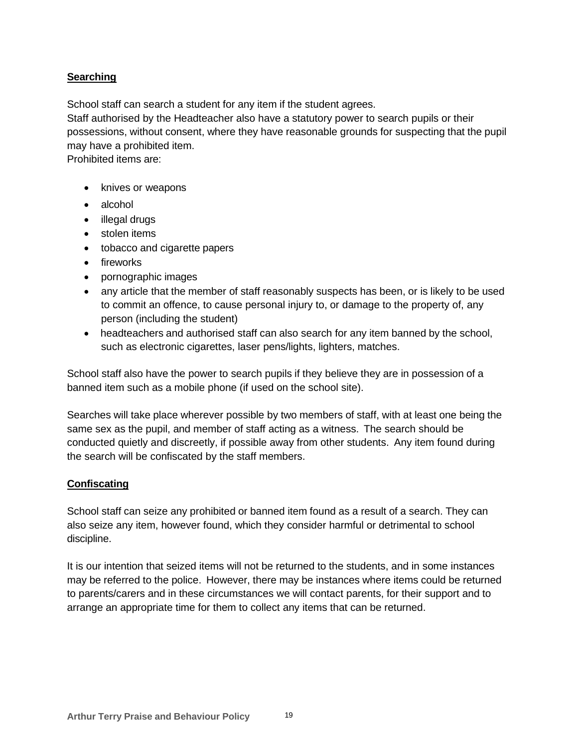**Searching**

School staff can search a student for any item if the student agrees.
Staff authorised by the Headteacher also have a statutory power to search pupils or their possessions, without consent, where they have reasonable grounds for suspecting that the pupil may have a prohibited item.
Prohibited items are:

- knives or weapons
- alcohol
- illegal drugs
- stolen items
- tobacco and cigarette papers
- fireworks
- pornographic images
- any article that the member of staff reasonably suspects has been, or is likely to be used to commit an offence, to cause personal injury to, or damage to the property of, any person (including the student)
- headteachers and authorised staff can also search for any item banned by the school, such as electronic cigarettes, laser pens/lights, lighters, matches.

School staff also have the power to search pupils if they believe they are in possession of a banned item such as a mobile phone (if used on the school site).

Searches will take place wherever possible by two members of staff, with at least one being the same sex as the pupil, and member of staff acting as a witness. The search should be conducted quietly and discreetly, if possible away from other students. Any item found during the search will be confiscated by the staff members.

**Confiscating**

School staff can seize any prohibited or banned item found as a result of a search. They can also seize any item, however found, which they consider harmful or detrimental to school discipline.

It is our intention that seized items will not be returned to the students, and in some instances may be referred to the police. However, there may be instances where items could be returned to parents/carers and in these circumstances we will contact parents, for their support and to arrange an appropriate time for them to collect any items that can be returned.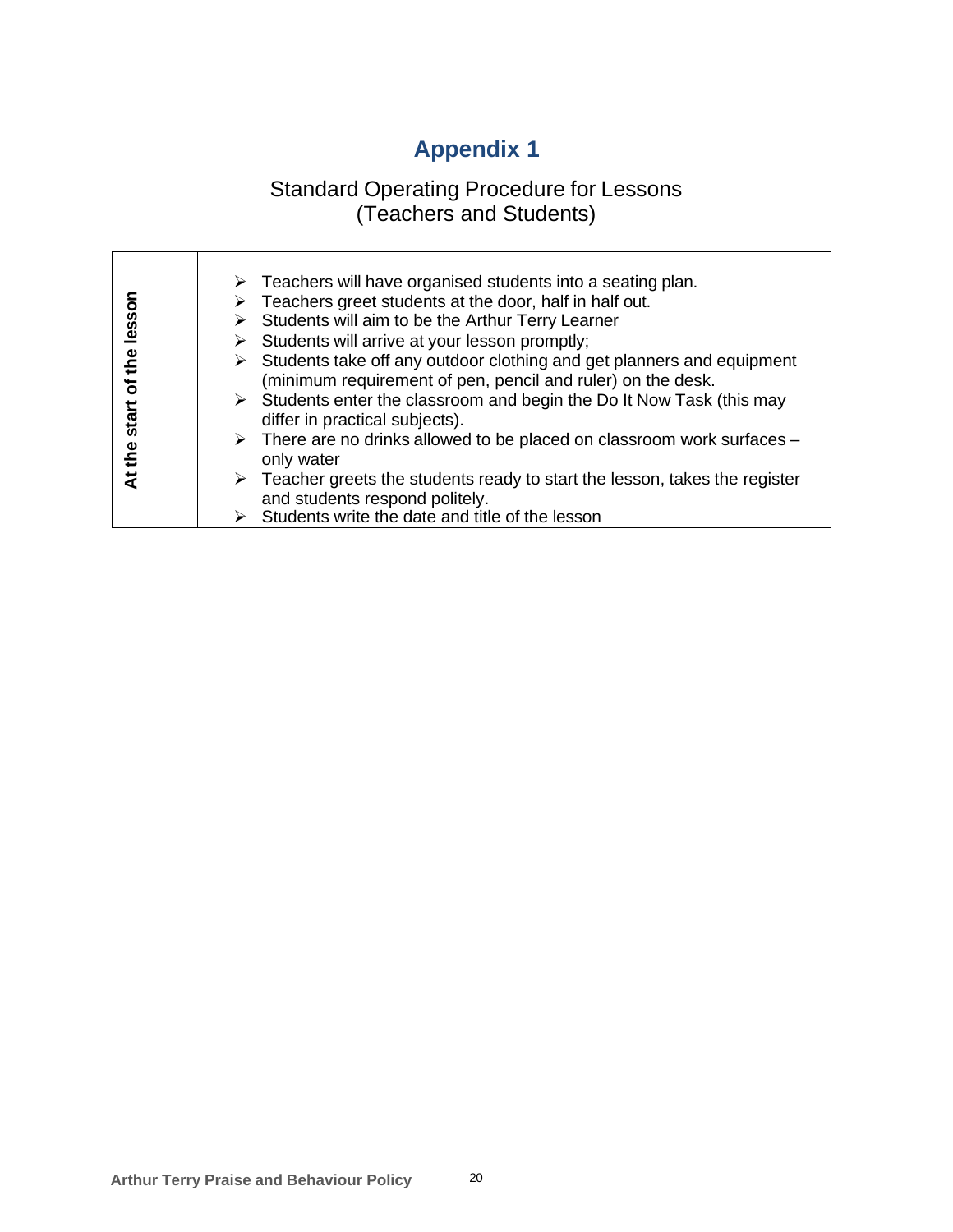# Appendix 1

## Standard Operating Procedure for Lessons (Teachers and Students)

| **At the start of the lesson** | ➢ Teachers will have organised students into a seating plan.<br>➢ Teachers greet students at the door, half in half out.<br>➢ Students will aim to be the Arthur Terry Learner<br>➢ Students will arrive at your lesson promptly;<br>➢ Students take off any outdoor clothing and get planners and equipment (minimum requirement of pen, pencil and ruler) on the desk.<br>➢ Students enter the classroom and begin the Do It Now Task (this may differ in practical subjects).<br>➢ There are no drinks allowed to be placed on classroom work surfaces – only water<br>➢ Teacher greets the students ready to start the lesson, takes the register and students respond politely.<br>➢ Students write the date and title of the lesson |
|---|---|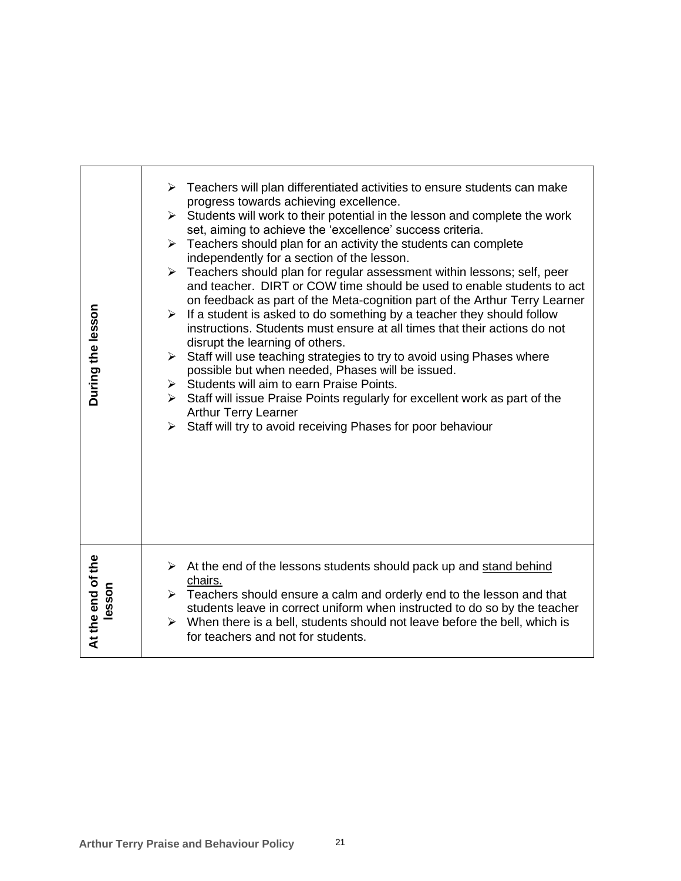| | |
|---|---|
| **During the lesson** | ➢ Teachers will plan differentiated activities to ensure students can make progress towards achieving excellence.<br>➢ Students will work to their potential in the lesson and complete the work set, aiming to achieve the 'excellence' success criteria.<br>➢ Teachers should plan for an activity the students can complete independently for a section of the lesson.<br>➢ Teachers should plan for regular assessment within lessons; self, peer and teacher. DIRT or COW time should be used to enable students to act on feedback as part of the Meta-cognition part of the Arthur Terry Learner<br>➢ If a student is asked to do something by a teacher they should follow instructions. Students must ensure at all times that their actions do not disrupt the learning of others.<br>➢ Staff will use teaching strategies to try to avoid using Phases where possible but when needed, Phases will be issued.<br>➢ Students will aim to earn Praise Points.<br>➢ Staff will issue Praise Points regularly for excellent work as part of the Arthur Terry Learner<br>➢ Staff will try to avoid receiving Phases for poor behaviour |
| **At the end of the lesson** | ➢ At the end of the lessons students should pack up and <u>stand behind chairs.</u><br>➢ Teachers should ensure a calm and orderly end to the lesson and that students leave in correct uniform when instructed to do so by the teacher<br>➢ When there is a bell, students should not leave before the bell, which is for teachers and not for students. |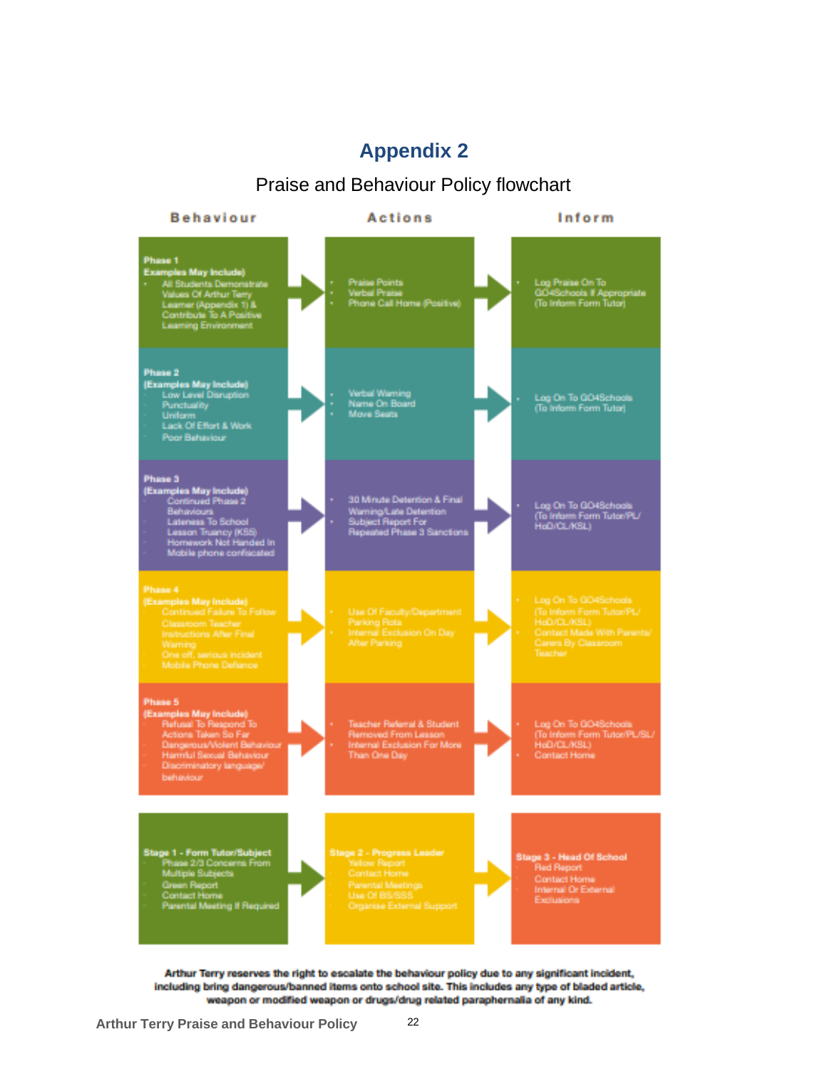# Appendix 2

Praise and Behaviour Policy flowchart

| Behaviour | Actions | Inform |
|---|---|---|
| **Phase 1** **Examples May Include)** • All Students Demonstrate Values Of Arthur Terry Learner (Appendix 1) & Contribute To A Positive Learning Environment | • Praise Points • Verbal Praise • Phone Call Home (Positive) | • Log Praise On To GO4Schools If Appropriate (To Inform Form Tutor) |
| **Phase 2** **(Examples May Include)** • Low Level Disruption • Punctuality • Uniform • Lack Of Effort & Work • Poor Behaviour | • Verbal Warning • Name On Board • Move Seats | • Log On To GO4Schools (To Inform Form Tutor) |
| **Phase 3** **(Examples May Include)** • Continued Phase 2 Behaviours • Lateness To School • Lesson Truancy (KS5) • Homework Not Handed In • Mobile phone confiscated | • 30 Minute Detention & Final Warning/Late Detention • Subject Report For Repeated Phase 3 Sanctions | • Log On To GO4Schools (To Inform Form Tutor/PL/ HoD/CL/KSL) |
| **Phase 4** **(Examples May Include)** • Continued Failure To Follow Classroom Teacher Instructions After Final Warning • One off, serious incident • Mobile Phone Defiance | • Use Of Faculty/Department Parking Rota • Internal Exclusion On Day After Parking | • Log On To GO4Schools (To Inform Form Tutor/PL/ HoD/CL/KSL) • Contact Made With Parents/ Carers By Classroom Teacher |
| **Phase 5** **(Examples May Include)** • Refusal To Respond To Actions Taken So Far • Dangerous/Violent Behaviour • Harmful Sexual Behaviour • Discriminatory language/ behaviour | • Teacher Referral & Student Removed From Lesson • Internal Exclusion For More Than One Day | • Log On To GO4Schools (To Inform Form Tutor/PL/SL/ HoD/CL/KSL) • Contact Home |

| **Stage 1 - Form Tutor/Subject** | **Stage 2 - Progress Leader** | **Stage 3 - Head Of School** |
|---|---|---|
| • Phase 2/3 Concerns From Multiple Subjects • Green Report • Contact Home • Parental Meeting If Required | • Yellow Report • Contact Home • Parental Meetings • Use Of BS/SSS • Organise External Support | • Red Report • Contact Home • Internal Or External Exclusions |

**Arthur Terry reserves the right to escalate the behaviour policy due to any significant incident, including bring dangerous/banned items onto school site. This includes any type of bladed article, weapon or modified weapon or drugs/drug related paraphernalia of any kind.**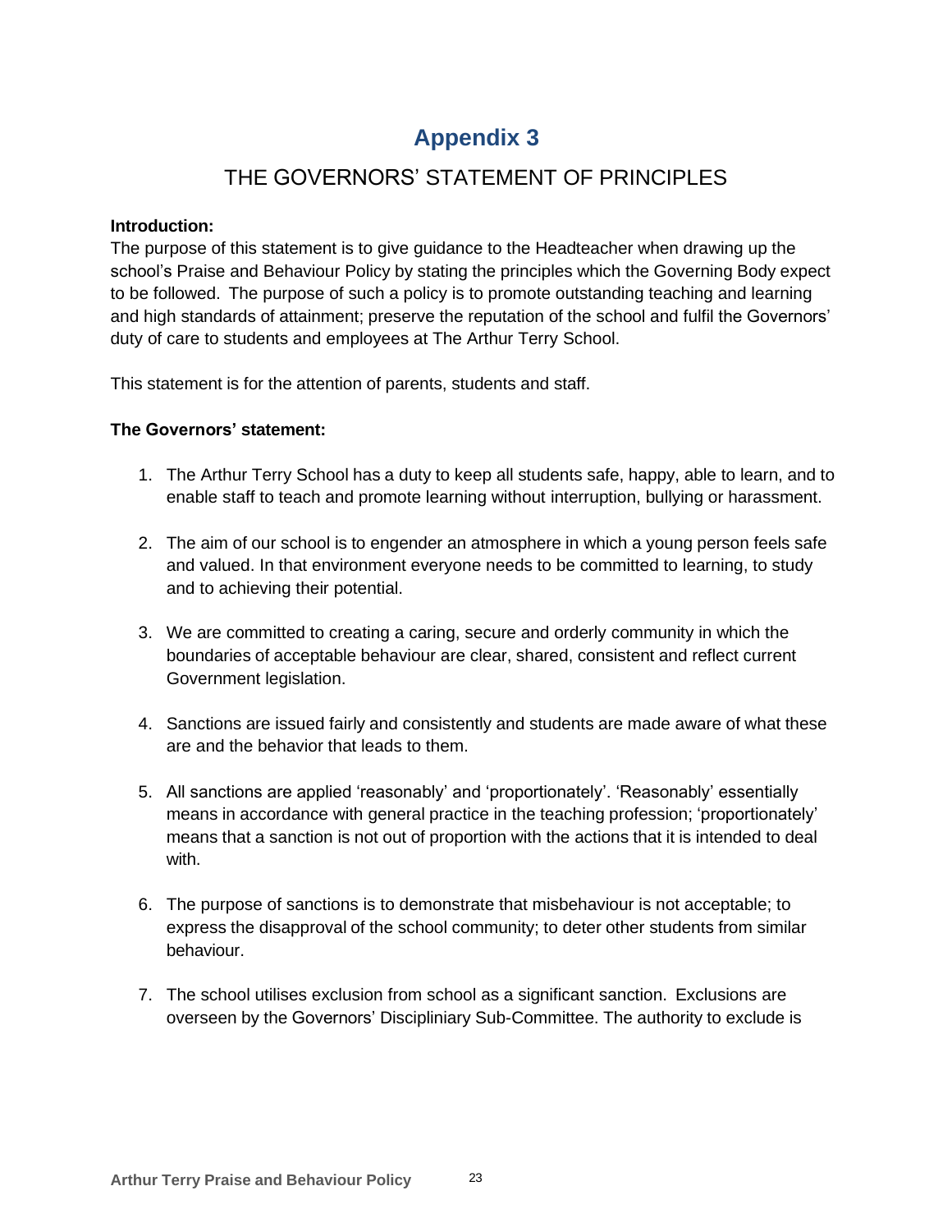# Appendix 3

## THE GOVERNORS' STATEMENT OF PRINCIPLES

**Introduction:**
The purpose of this statement is to give guidance to the Headteacher when drawing up the school's Praise and Behaviour Policy by stating the principles which the Governing Body expect to be followed. The purpose of such a policy is to promote outstanding teaching and learning and high standards of attainment; preserve the reputation of the school and fulfil the Governors' duty of care to students and employees at The Arthur Terry School.

This statement is for the attention of parents, students and staff.

**The Governors' statement:**

1. The Arthur Terry School has a duty to keep all students safe, happy, able to learn, and to enable staff to teach and promote learning without interruption, bullying or harassment.

2. The aim of our school is to engender an atmosphere in which a young person feels safe and valued. In that environment everyone needs to be committed to learning, to study and to achieving their potential.

3. We are committed to creating a caring, secure and orderly community in which the boundaries of acceptable behaviour are clear, shared, consistent and reflect current Government legislation.

4. Sanctions are issued fairly and consistently and students are made aware of what these are and the behavior that leads to them.

5. All sanctions are applied 'reasonably' and 'proportionately'. 'Reasonably' essentially means in accordance with general practice in the teaching profession; 'proportionately' means that a sanction is not out of proportion with the actions that it is intended to deal with.

6. The purpose of sanctions is to demonstrate that misbehaviour is not acceptable; to express the disapproval of the school community; to deter other students from similar behaviour.

7. The school utilises exclusion from school as a significant sanction. Exclusions are overseen by the Governors' Discipliniary Sub-Committee. The authority to exclude is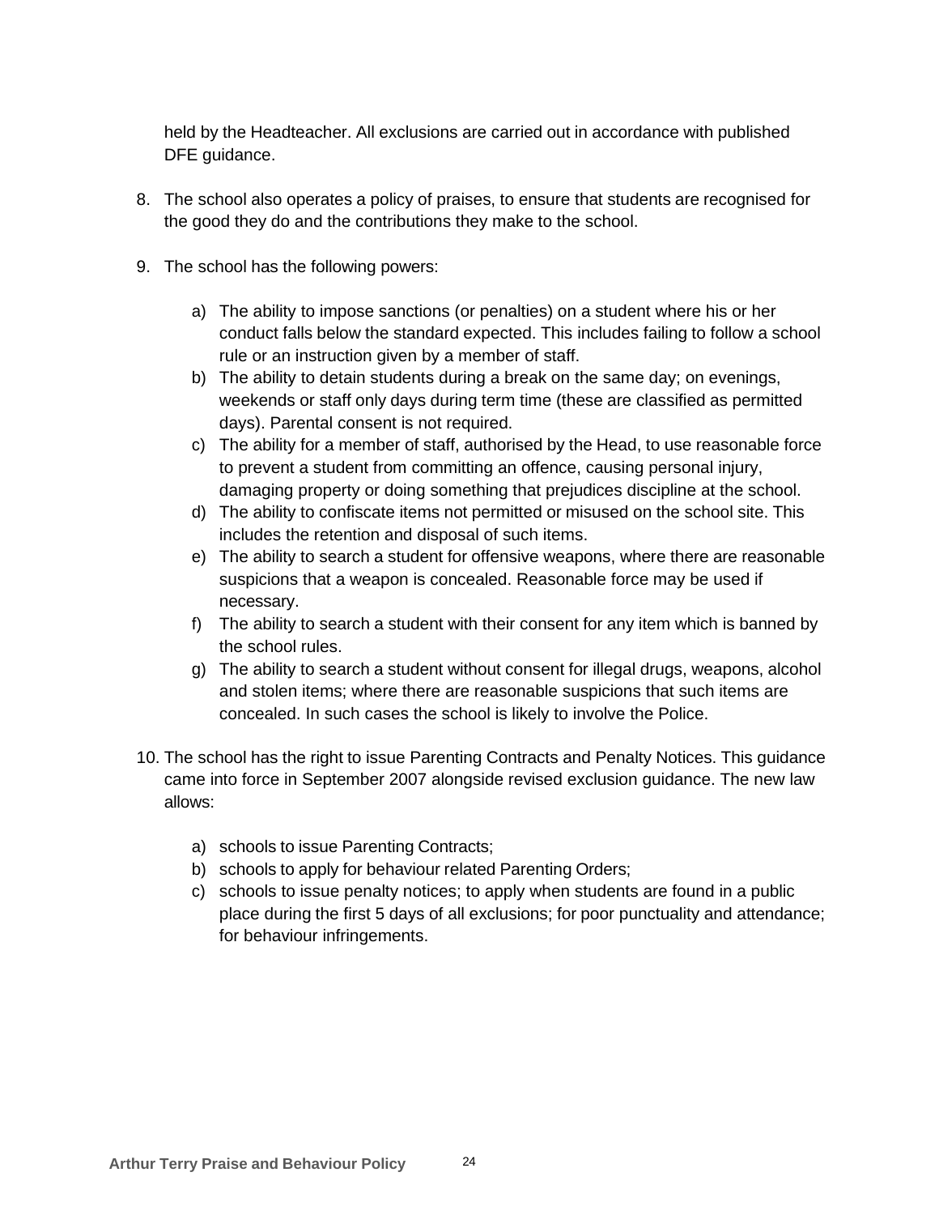held by the Headteacher. All exclusions are carried out in accordance with published DFE guidance.

8. The school also operates a policy of praises, to ensure that students are recognised for the good they do and the contributions they make to the school.

9. The school has the following powers:

   a) The ability to impose sanctions (or penalties) on a student where his or her conduct falls below the standard expected. This includes failing to follow a school rule or an instruction given by a member of staff.
   b) The ability to detain students during a break on the same day; on evenings, weekends or staff only days during term time (these are classified as permitted days). Parental consent is not required.
   c) The ability for a member of staff, authorised by the Head, to use reasonable force to prevent a student from committing an offence, causing personal injury, damaging property or doing something that prejudices discipline at the school.
   d) The ability to confiscate items not permitted or misused on the school site. This includes the retention and disposal of such items.
   e) The ability to search a student for offensive weapons, where there are reasonable suspicions that a weapon is concealed. Reasonable force may be used if necessary.
   f) The ability to search a student with their consent for any item which is banned by the school rules.
   g) The ability to search a student without consent for illegal drugs, weapons, alcohol and stolen items; where there are reasonable suspicions that such items are concealed. In such cases the school is likely to involve the Police.

10. The school has the right to issue Parenting Contracts and Penalty Notices. This guidance came into force in September 2007 alongside revised exclusion guidance. The new law allows:

    a) schools to issue Parenting Contracts;
    b) schools to apply for behaviour related Parenting Orders;
    c) schools to issue penalty notices; to apply when students are found in a public place during the first 5 days of all exclusions; for poor punctuality and attendance; for behaviour infringements.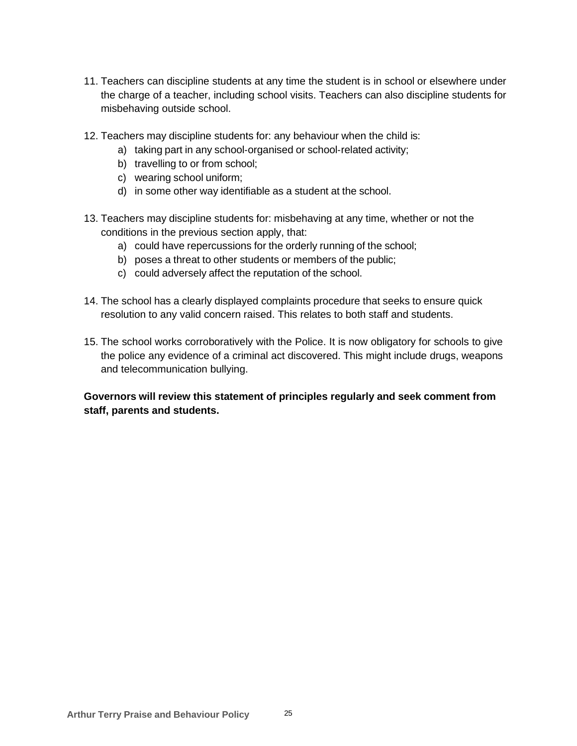11. Teachers can discipline students at any time the student is in school or elsewhere under the charge of a teacher, including school visits. Teachers can also discipline students for misbehaving outside school.

12. Teachers may discipline students for: any behaviour when the child is:
    a) taking part in any school-organised or school-related activity;
    b) travelling to or from school;
    c) wearing school uniform;
    d) in some other way identifiable as a student at the school.

13. Teachers may discipline students for: misbehaving at any time, whether or not the conditions in the previous section apply, that:
    a) could have repercussions for the orderly running of the school;
    b) poses a threat to other students or members of the public;
    c) could adversely affect the reputation of the school.

14. The school has a clearly displayed complaints procedure that seeks to ensure quick resolution to any valid concern raised. This relates to both staff and students.

15. The school works corroboratively with the Police. It is now obligatory for schools to give the police any evidence of a criminal act discovered. This might include drugs, weapons and telecommunication bullying.

**Governors will review this statement of principles regularly and seek comment from staff, parents and students.**